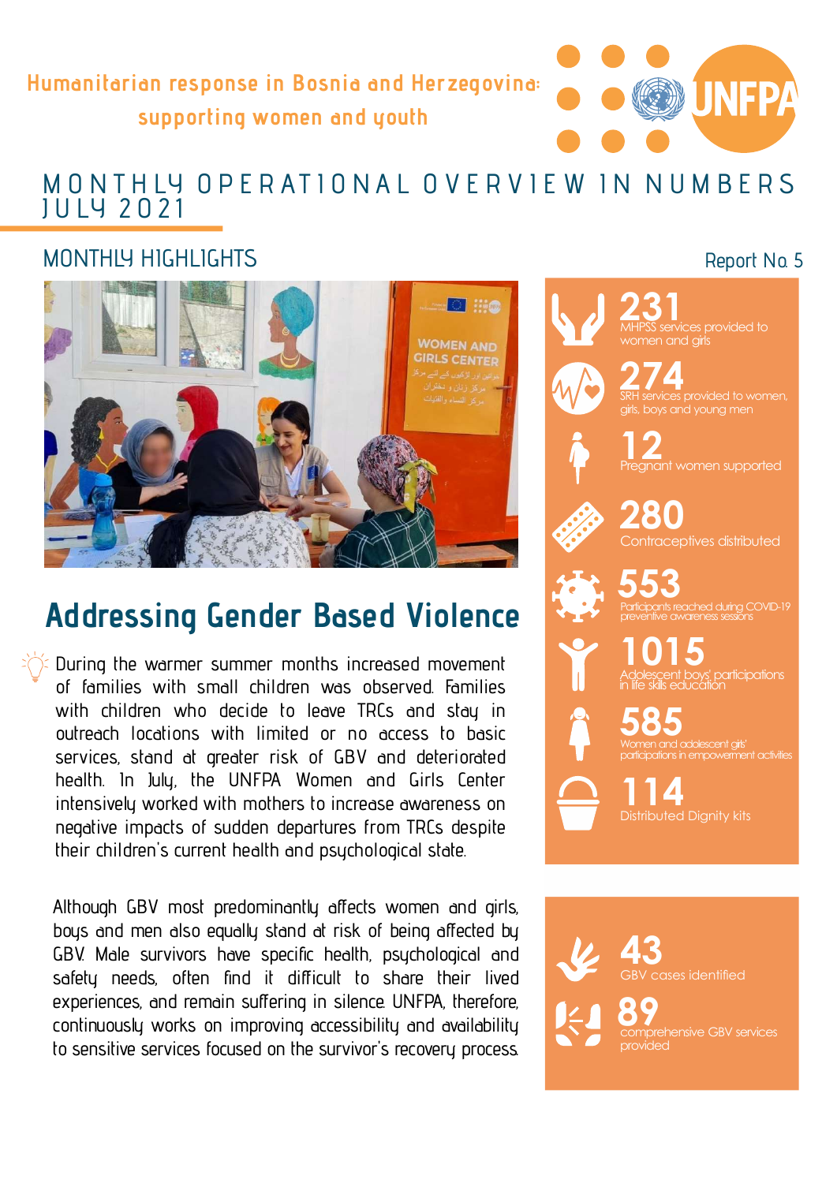Humanitarian response in Bosnia and Herzegovina: supporting women and youth

UNFPA

# MONTHLY OPERATIONAL OVERVIEW IN NUMBERS JULY 2021

## MONTHLY HIGHLIGHTS

Report No. 5

## Addressing Gender Based Violence

During the warmer summer months increased movement of families with small children was observed. Families with children who decide to leave TRCs and stay in outreach locations with limited or no access to basic services, stand at greater risk of GBV and deteriorated health. In July, the UNFPA Women and Girls Center intensively worked with mothers to increase awareness on negative impacts of sudden departures from TRCs despite their children's current health and psychological state.

Although GBV most predominantly affects women and girls, boys and men also equally stand at risk of being affected by GBV. Male survivors have specific health, psychological and safety needs, often find it difficult to share their lived experiences, and remain suffering in silence. UNFPA, therefore, continuously works on improving accessibility and availability to sensitive services focused on the survivor's recovery process.

**231** MHPSS services provided to women and girls

**274** SRH services provided to women, girls, boys and young men

**12** Pregnant women supported

**280** Contraceptives distributed

**553** Participants reached during COVID-19 preventive awareness sessions

**1015** Adolescent boys' participations in life skills education

**585** Women and adolescent girls' participations in empowerment activities

**114** Distributed Dignity kits

**43** GBV cases identified

**89** comprehensive GBV services provided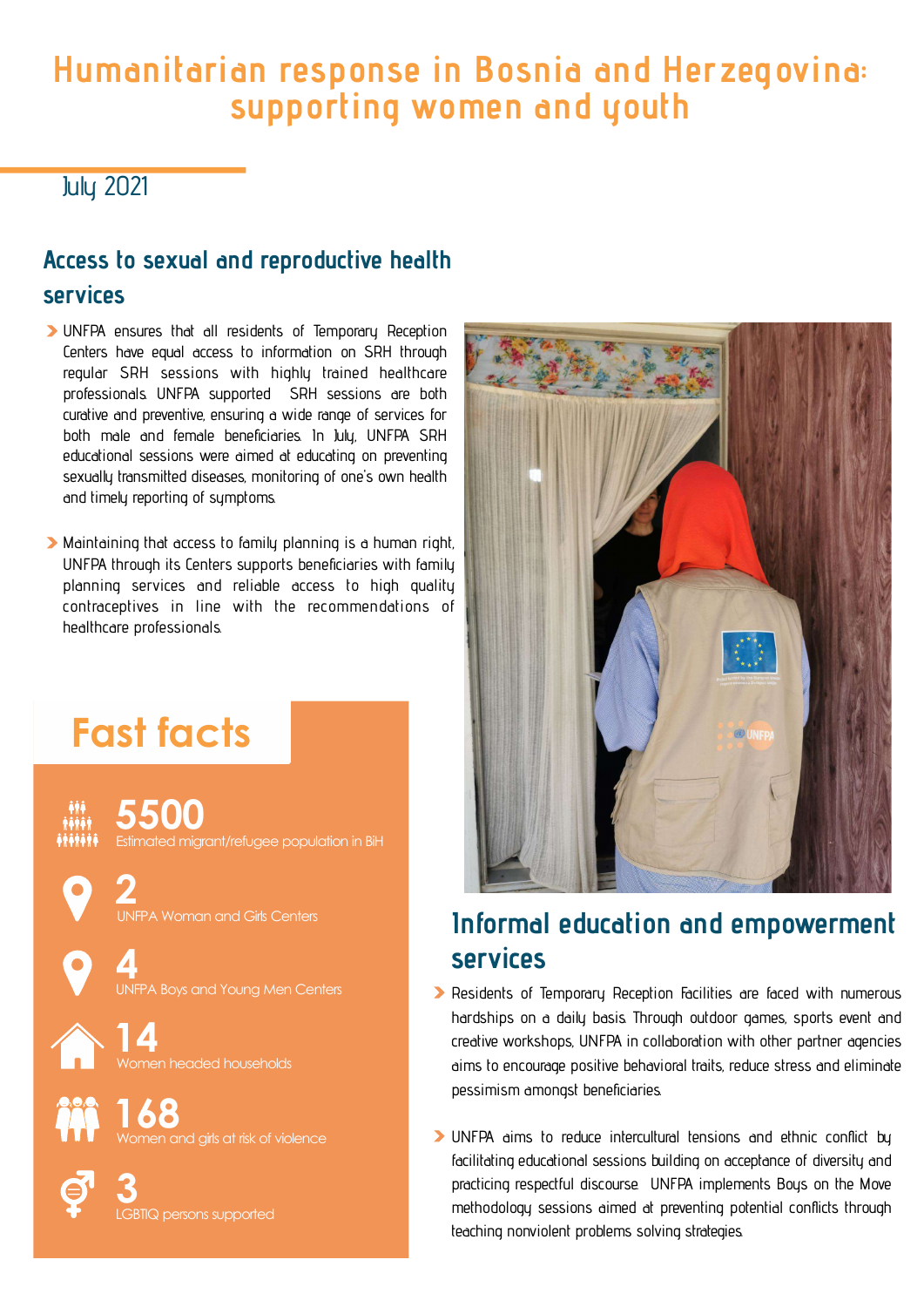# Humanitarian response in Bosnia and Herzegovina: supporting women and youth

July 2021

## Access to sexual and reproductive health services

- UNFPA ensures that all residents of Temporary Reception Centers have equal access to information on SRH through regular SRH sessions with highly trained healthcare professionals. UNFPA supported SRH sessions are both curative and preventive, ensuring a wide range of services for both male and female beneficiaries. In July, UNFPA SRH educational sessions were aimed at educating on preventing sexually transmitted diseases, monitoring of one's own health and timely reporting of symptoms.

- Maintaining that access to family planning is a human right, UNFPA through its Centers supports beneficiaries with family planning services and reliable access to high quality contraceptives in line with the recommendations of healthcare professionals.

## Fast facts

**5500**
Estimated migrant/refugee population in BiH

**2**
UNFPA Woman and Girls Centers

**4**
UNFPA Boys and Young Men Centers

**14**
Women headed households

**168**
Women and girls at risk of violence

**3**
LGBTIQ persons supported

## Informal education and empowerment services

- Residents of Temporary Reception Facilities are faced with numerous hardships on a daily basis. Through outdoor games, sports event and creative workshops, UNFPA in collaboration with other partner agencies aims to encourage positive behavioral traits, reduce stress and eliminate pessimism amongst beneficiaries.

- UNFPA aims to reduce intercultural tensions and ethnic conflict by facilitating educational sessions building on acceptance of diversity and practicing respectful discourse. UNFPA implements Boys on the Move methodology sessions aimed at preventing potential conflicts through teaching nonviolent problems solving strategies.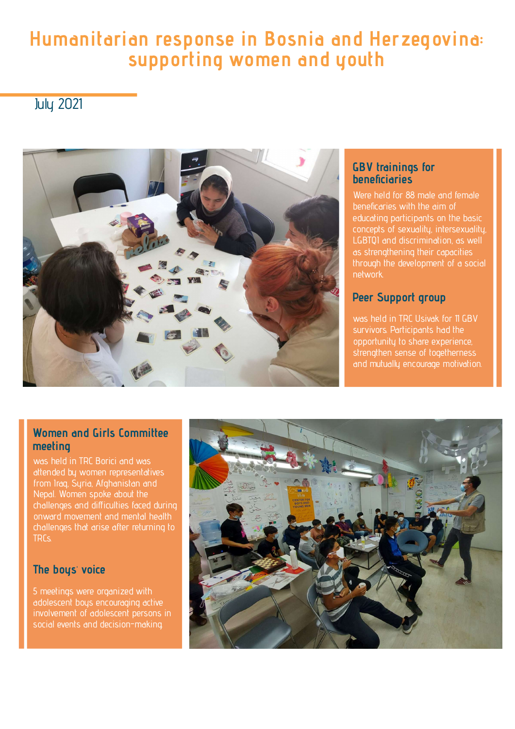# Humanitarian response in Bosnia and Herzegovina: supporting women and youth

July 2021

## GBV trainings for beneficiaries

Were held for 88 male and female beneficaries with the aim of educating participants on the basic concepts of sexuality, intersexuality, LGBTQI and discrimination, as well as strengthening their capacities through the development of a social network.

## Peer Support group

was held in TRC Usivak for 11 GBV survivors. Participants had the opportunity to share experience, strengthen sense of togetherness and mutually encourage motivation.

## Women and Girls Committee meeting

was held in TRC Borici and was attended by women representatives from Iraq, Syria, Afghanistan and Nepal. Women spoke about the challenges and difficulties faced during onward movement and mental health challenges that arise after returning to TRCs.

## The boys' voice

5 meetings were organized with adolescent boys encouraging active involvement of adolescent persons in social events and decision-making.